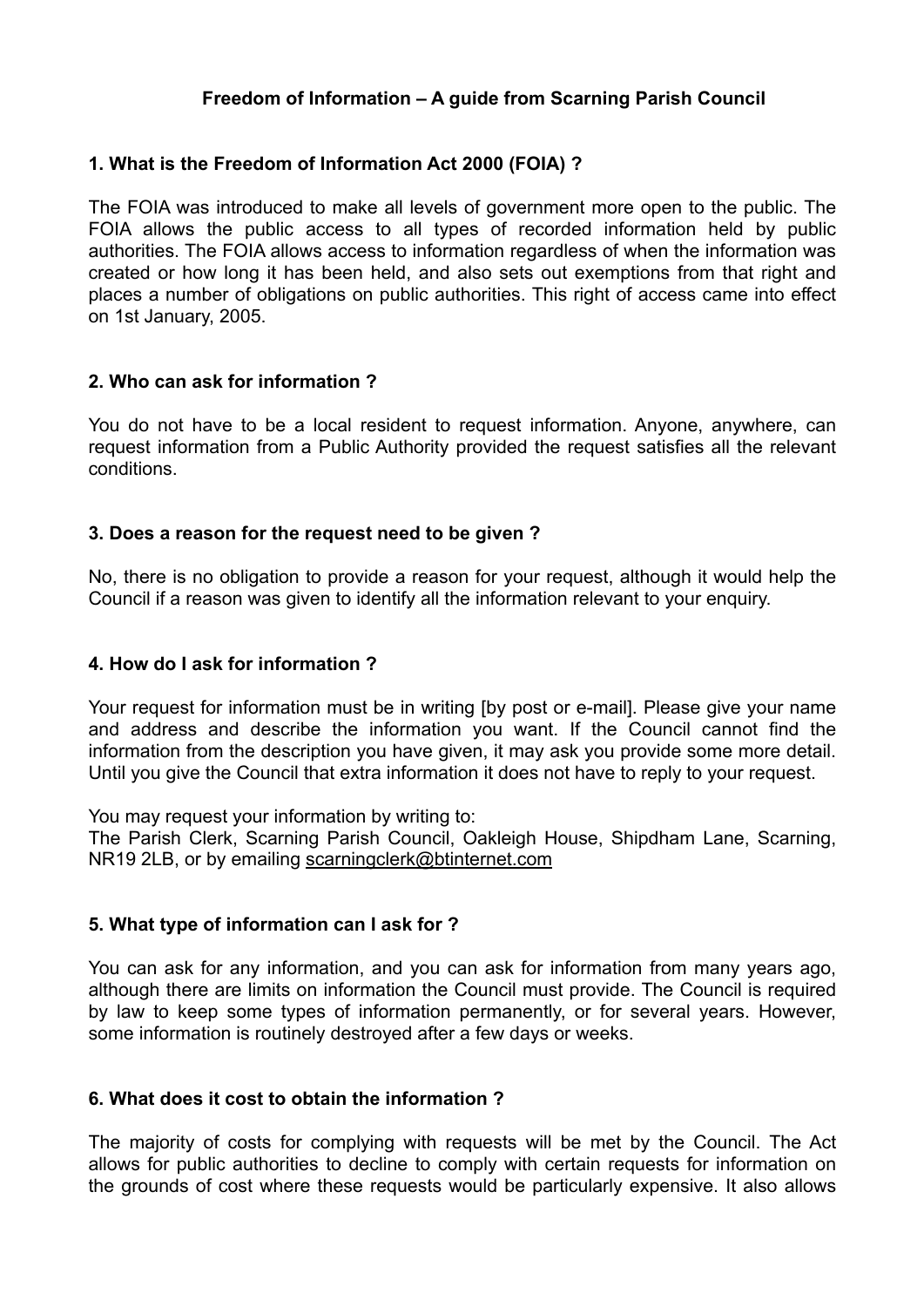# Freedom of Information – A guide from Scarning Parish Council

## 1. What is the Freedom of Information Act 2000 (FOIA) ?

The FOIA was introduced to make all levels of government more open to the public. The FOIA allows the public access to all types of recorded information held by public authorities. The FOIA allows access to information regardless of when the information was created or how long it has been held, and also sets out exemptions from that right and places a number of obligations on public authorities. This right of access came into effect on 1st January, 2005.

## 2. Who can ask for information ?

You do not have to be a local resident to request information. Anyone, anywhere, can request information from a Public Authority provided the request satisfies all the relevant conditions.

## 3. Does a reason for the request need to be given ?

No, there is no obligation to provide a reason for your request, although it would help the Council if a reason was given to identify all the information relevant to your enquiry.

## 4. How do I ask for information ?

Your request for information must be in writing [by post or e-mail]. Please give your name and address and describe the information you want. If the Council cannot find the information from the description you have given, it may ask you provide some more detail. Until you give the Council that extra information it does not have to reply to your request.

You may request your information by writing to:
The Parish Clerk, Scarning Parish Council, Oakleigh House, Shipdham Lane, Scarning, NR19 2LB, or by emailing scarningclerk@btinternet.com

## 5. What type of information can I ask for ?

You can ask for any information, and you can ask for information from many years ago, although there are limits on information the Council must provide. The Council is required by law to keep some types of information permanently, or for several years. However, some information is routinely destroyed after a few days or weeks.

## 6. What does it cost to obtain the information ?

The majority of costs for complying with requests will be met by the Council. The Act allows for public authorities to decline to comply with certain requests for information on the grounds of cost where these requests would be particularly expensive. It also allows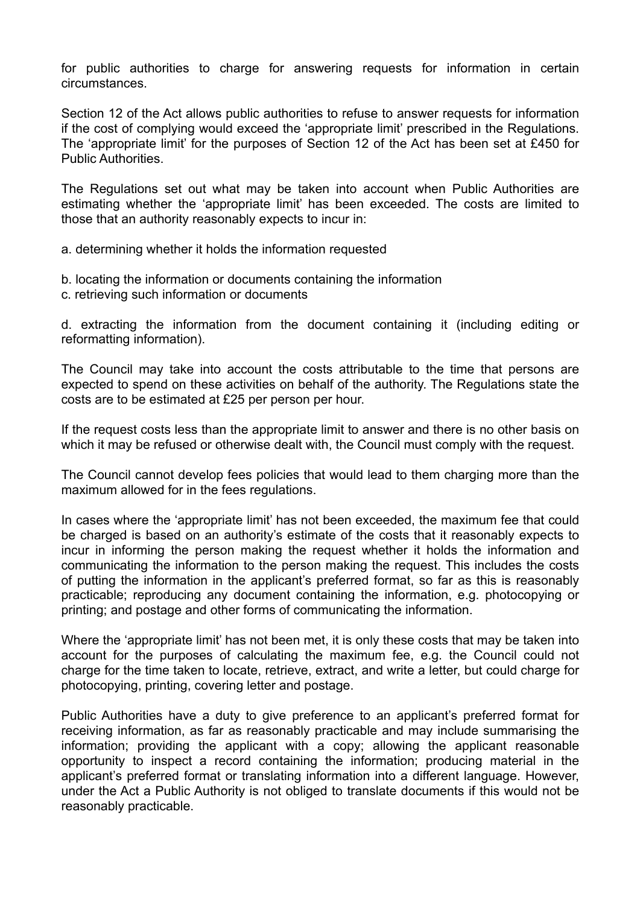for public authorities to charge for answering requests for information in certain circumstances.

Section 12 of the Act allows public authorities to refuse to answer requests for information if the cost of complying would exceed the 'appropriate limit' prescribed in the Regulations. The 'appropriate limit' for the purposes of Section 12 of the Act has been set at £450 for Public Authorities.

The Regulations set out what may be taken into account when Public Authorities are estimating whether the 'appropriate limit' has been exceeded. The costs are limited to those that an authority reasonably expects to incur in:

a. determining whether it holds the information requested

b. locating the information or documents containing the information
c. retrieving such information or documents

d. extracting the information from the document containing it (including editing or reformatting information).

The Council may take into account the costs attributable to the time that persons are expected to spend on these activities on behalf of the authority. The Regulations state the costs are to be estimated at £25 per person per hour.

If the request costs less than the appropriate limit to answer and there is no other basis on which it may be refused or otherwise dealt with, the Council must comply with the request.

The Council cannot develop fees policies that would lead to them charging more than the maximum allowed for in the fees regulations.

In cases where the 'appropriate limit' has not been exceeded, the maximum fee that could be charged is based on an authority's estimate of the costs that it reasonably expects to incur in informing the person making the request whether it holds the information and communicating the information to the person making the request. This includes the costs of putting the information in the applicant's preferred format, so far as this is reasonably practicable; reproducing any document containing the information, e.g. photocopying or printing; and postage and other forms of communicating the information.

Where the 'appropriate limit' has not been met, it is only these costs that may be taken into account for the purposes of calculating the maximum fee, e.g. the Council could not charge for the time taken to locate, retrieve, extract, and write a letter, but could charge for photocopying, printing, covering letter and postage.

Public Authorities have a duty to give preference to an applicant's preferred format for receiving information, as far as reasonably practicable and may include summarising the information; providing the applicant with a copy; allowing the applicant reasonable opportunity to inspect a record containing the information; producing material in the applicant's preferred format or translating information into a different language. However, under the Act a Public Authority is not obliged to translate documents if this would not be reasonably practicable.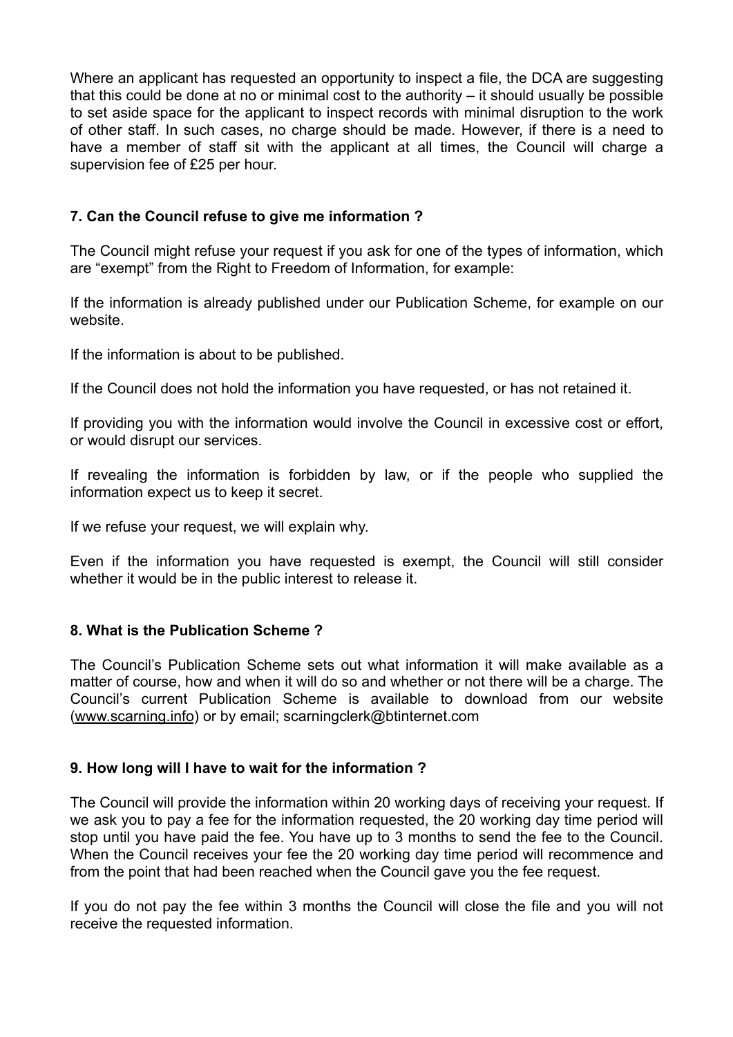Where an applicant has requested an opportunity to inspect a file, the DCA are suggesting that this could be done at no or minimal cost to the authority – it should usually be possible to set aside space for the applicant to inspect records with minimal disruption to the work of other staff. In such cases, no charge should be made. However, if there is a need to have a member of staff sit with the applicant at all times, the Council will charge a supervision fee of £25 per hour.

### 7. Can the Council refuse to give me information ?

The Council might refuse your request if you ask for one of the types of information, which are "exempt" from the Right to Freedom of Information, for example:

If the information is already published under our Publication Scheme, for example on our website.

If the information is about to be published.

If the Council does not hold the information you have requested, or has not retained it.

If providing you with the information would involve the Council in excessive cost or effort, or would disrupt our services.

If revealing the information is forbidden by law, or if the people who supplied the information expect us to keep it secret.

If we refuse your request, we will explain why.

Even if the information you have requested is exempt, the Council will still consider whether it would be in the public interest to release it.

### 8. What is the Publication Scheme ?

The Council's Publication Scheme sets out what information it will make available as a matter of course, how and when it will do so and whether or not there will be a charge. The Council's current Publication Scheme is available to download from our website (www.scarning.info) or by email; scarningclerk@btinternet.com

### 9. How long will I have to wait for the information ?

The Council will provide the information within 20 working days of receiving your request. If we ask you to pay a fee for the information requested, the 20 working day time period will stop until you have paid the fee. You have up to 3 months to send the fee to the Council. When the Council receives your fee the 20 working day time period will recommence and from the point that had been reached when the Council gave you the fee request.

If you do not pay the fee within 3 months the Council will close the file and you will not receive the requested information.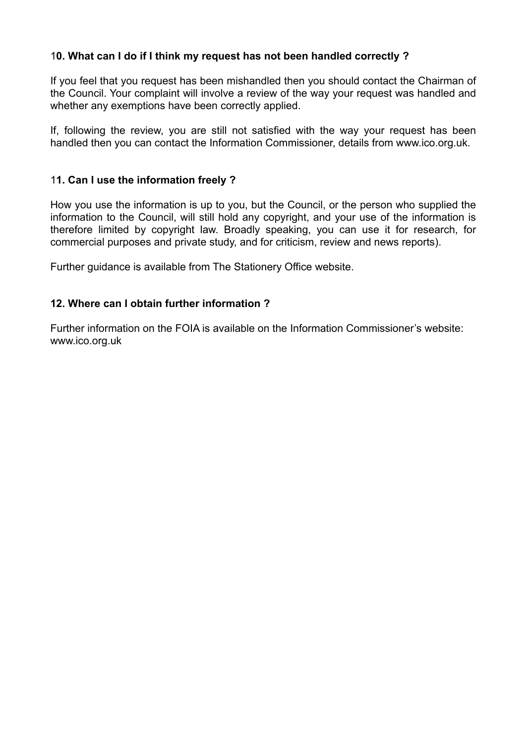### 10. What can I do if I think my request has not been handled correctly ?

If you feel that you request has been mishandled then you should contact the Chairman of the Council. Your complaint will involve a review of the way your request was handled and whether any exemptions have been correctly applied.

If, following the review, you are still not satisfied with the way your request has been handled then you can contact the Information Commissioner, details from www.ico.org.uk.

### 11. Can I use the information freely ?

How you use the information is up to you, but the Council, or the person who supplied the information to the Council, will still hold any copyright, and your use of the information is therefore limited by copyright law. Broadly speaking, you can use it for research, for commercial purposes and private study, and for criticism, review and news reports).

Further guidance is available from The Stationery Office website.

### 12. Where can I obtain further information ?

Further information on the FOIA is available on the Information Commissioner's website: www.ico.org.uk